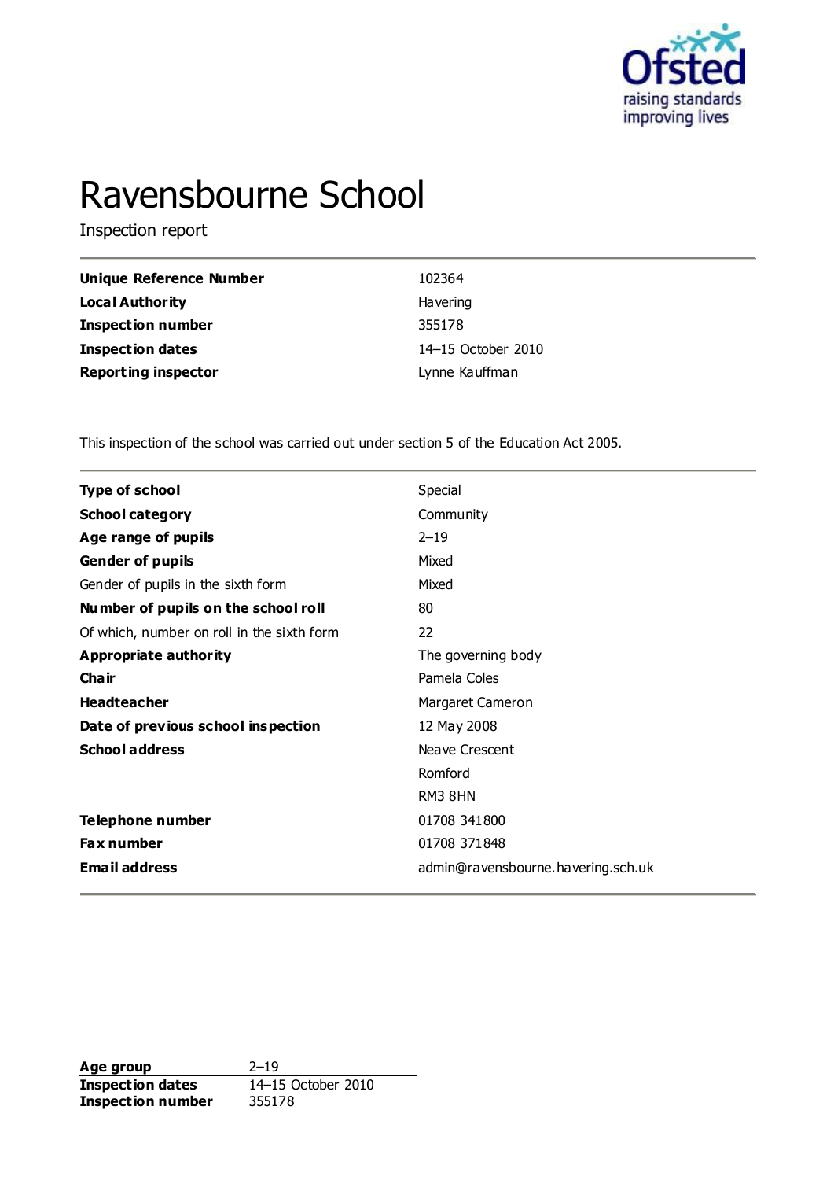# Ravensbourne School

Inspection report

| | |
|---|---|
| **Unique Reference Number** | 102364 |
| **Local Authority** | Havering |
| **Inspection number** | 355178 |
| **Inspection dates** | 14–15 October 2010 |
| **Reporting inspector** | Lynne Kauffman |

This inspection of the school was carried out under section 5 of the Education Act 2005.

| | |
|---|---|
| **Type of school** | Special |
| **School category** | Community |
| **Age range of pupils** | 2–19 |
| **Gender of pupils** | Mixed |
| Gender of pupils in the sixth form | Mixed |
| **Number of pupils on the school roll** | 80 |
| Of which, number on roll in the sixth form | 22 |
| **Appropriate authority** | The governing body |
| **Chair** | Pamela Coles |
| **Headteacher** | Margaret Cameron |
| **Date of previous school inspection** | 12 May 2008 |
| **School address** | Neave Crescent<br>Romford<br>RM3 8HN |
| **Telephone number** | 01708 341800 |
| **Fax number** | 01708 371848 |
| **Email address** | admin@ravensbourne.havering.sch.uk |

| | |
|---|---|
| **Age group** | 2–19 |
| **Inspection dates** | 14–15 October 2010 |
| **Inspection number** | 355178 |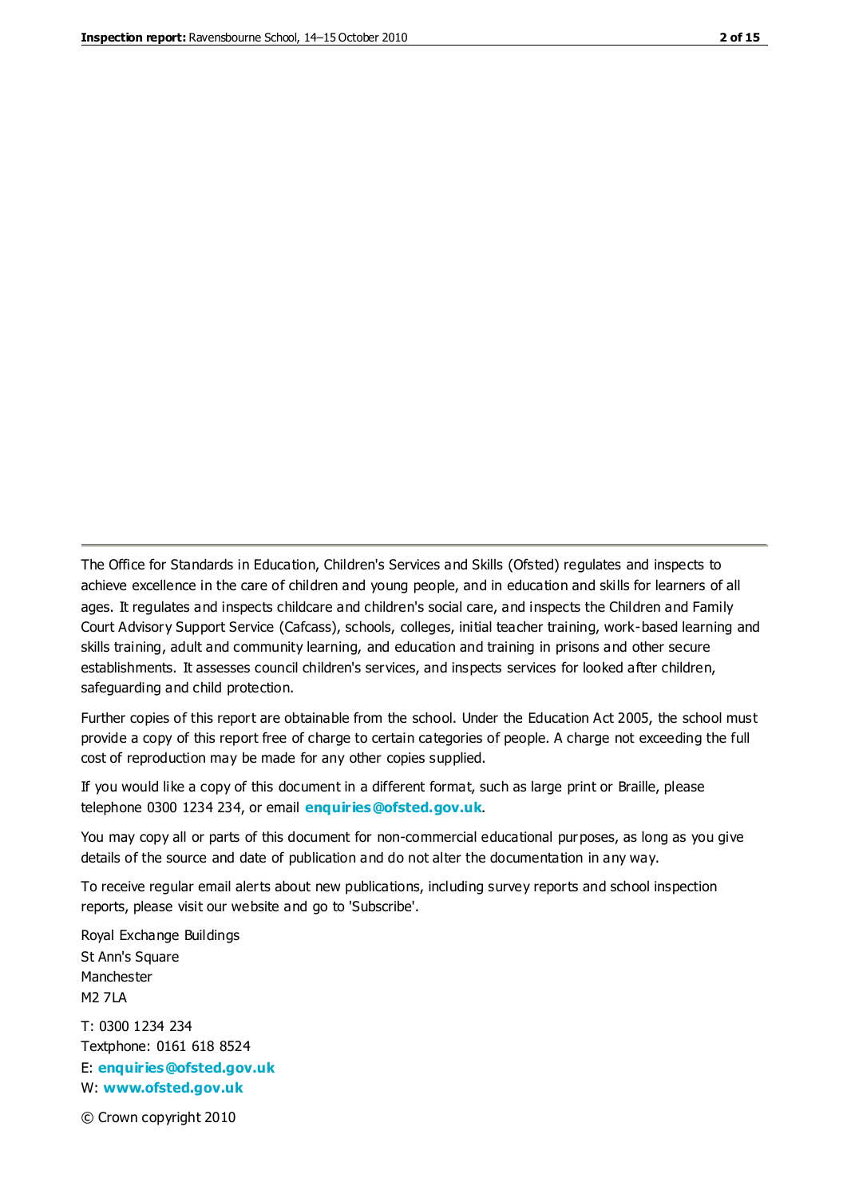The Office for Standards in Education, Children's Services and Skills (Ofsted) regulates and inspects to achieve excellence in the care of children and young people, and in education and skills for learners of all ages. It regulates and inspects childcare and children's social care, and inspects the Children and Family Court Advisory Support Service (Cafcass), schools, colleges, initial teacher training, work-based learning and skills training, adult and community learning, and education and training in prisons and other secure establishments. It assesses council children's services, and inspects services for looked after children, safeguarding and child protection.

Further copies of this report are obtainable from the school. Under the Education Act 2005, the school must provide a copy of this report free of charge to certain categories of people. A charge not exceeding the full cost of reproduction may be made for any other copies supplied.

If you would like a copy of this document in a different format, such as large print or Braille, please telephone 0300 1234 234, or email **enquiries@ofsted.gov.uk**.

You may copy all or parts of this document for non-commercial educational purposes, as long as you give details of the source and date of publication and do not alter the documentation in any way.

To receive regular email alerts about new publications, including survey reports and school inspection reports, please visit our website and go to 'Subscribe'.

Royal Exchange Buildings
St Ann's Square
Manchester
M2 7LA

T: 0300 1234 234
Textphone: 0161 618 8524
E: **enquiries@ofsted.gov.uk**
W: **www.ofsted.gov.uk**

© Crown copyright 2010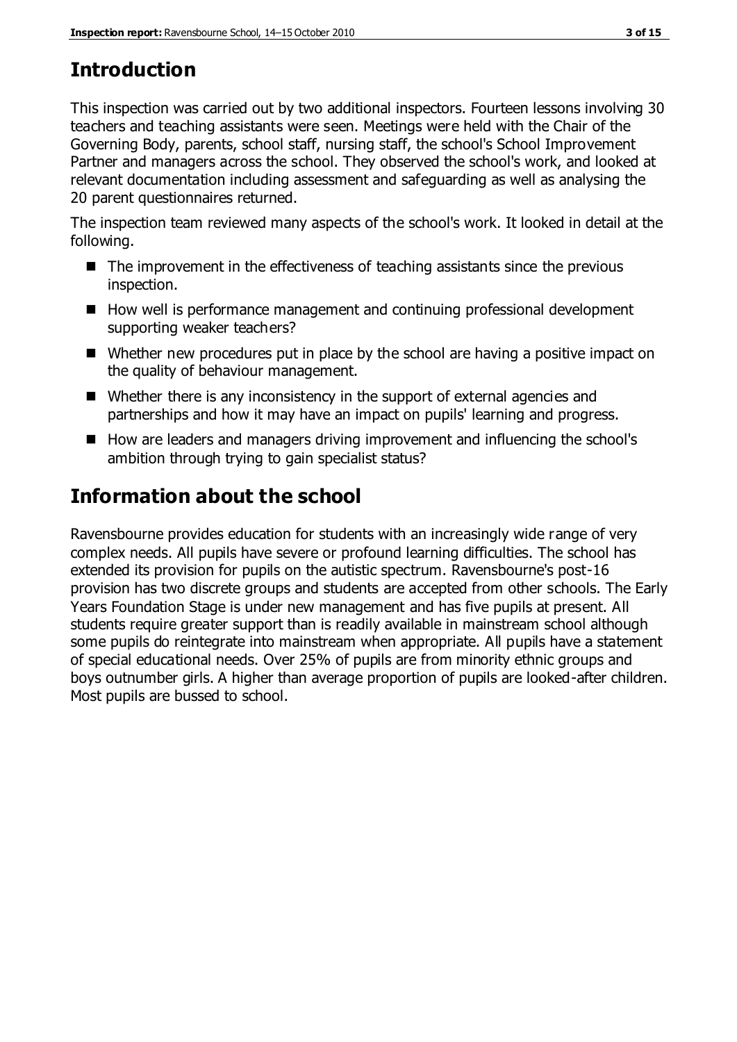# Introduction

This inspection was carried out by two additional inspectors. Fourteen lessons involving 30 teachers and teaching assistants were seen. Meetings were held with the Chair of the Governing Body, parents, school staff, nursing staff, the school's School Improvement Partner and managers across the school. They observed the school's work, and looked at relevant documentation including assessment and safeguarding as well as analysing the 20 parent questionnaires returned.

The inspection team reviewed many aspects of the school's work. It looked in detail at the following.

- The improvement in the effectiveness of teaching assistants since the previous inspection.
- How well is performance management and continuing professional development supporting weaker teachers?
- Whether new procedures put in place by the school are having a positive impact on the quality of behaviour management.
- Whether there is any inconsistency in the support of external agencies and partnerships and how it may have an impact on pupils' learning and progress.
- How are leaders and managers driving improvement and influencing the school's ambition through trying to gain specialist status?

# Information about the school

Ravensbourne provides education for students with an increasingly wide range of very complex needs. All pupils have severe or profound learning difficulties. The school has extended its provision for pupils on the autistic spectrum. Ravensbourne's post-16 provision has two discrete groups and students are accepted from other schools. The Early Years Foundation Stage is under new management and has five pupils at present. All students require greater support than is readily available in mainstream school although some pupils do reintegrate into mainstream when appropriate. All pupils have a statement of special educational needs. Over 25% of pupils are from minority ethnic groups and boys outnumber girls. A higher than average proportion of pupils are looked-after children. Most pupils are bussed to school.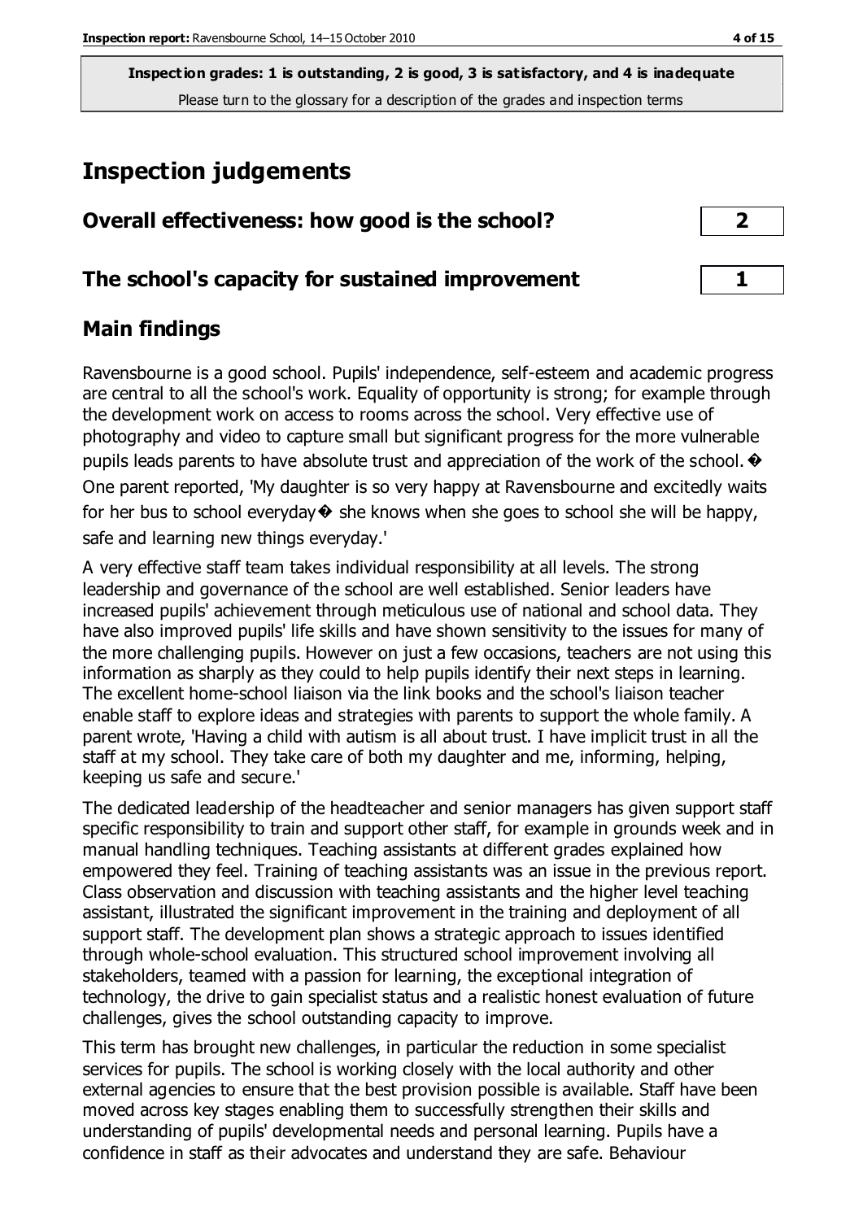**Inspection grades: 1 is outstanding, 2 is good, 3 is satisfactory, and 4 is inadequate**
Please turn to the glossary for a description of the grades and inspection terms

# Inspection judgements

| | |
|---|---|
| **Overall effectiveness: how good is the school?** | **2** |
| **The school's capacity for sustained improvement** | **1** |

## Main findings

Ravensbourne is a good school. Pupils' independence, self-esteem and academic progress are central to all the school's work. Equality of opportunity is strong; for example through the development work on access to rooms across the school. Very effective use of photography and video to capture small but significant progress for the more vulnerable pupils leads parents to have absolute trust and appreciation of the work of the school. � One parent reported, 'My daughter is so very happy at Ravensbourne and excitedly waits for her bus to school everyday� she knows when she goes to school she will be happy, safe and learning new things everyday.'

A very effective staff team takes individual responsibility at all levels. The strong leadership and governance of the school are well established. Senior leaders have increased pupils' achievement through meticulous use of national and school data. They have also improved pupils' life skills and have shown sensitivity to the issues for many of the more challenging pupils. However on just a few occasions, teachers are not using this information as sharply as they could to help pupils identify their next steps in learning. The excellent home-school liaison via the link books and the school's liaison teacher enable staff to explore ideas and strategies with parents to support the whole family. A parent wrote, 'Having a child with autism is all about trust. I have implicit trust in all the staff at my school. They take care of both my daughter and me, informing, helping, keeping us safe and secure.'

The dedicated leadership of the headteacher and senior managers has given support staff specific responsibility to train and support other staff, for example in grounds week and in manual handling techniques. Teaching assistants at different grades explained how empowered they feel. Training of teaching assistants was an issue in the previous report. Class observation and discussion with teaching assistants and the higher level teaching assistant, illustrated the significant improvement in the training and deployment of all support staff. The development plan shows a strategic approach to issues identified through whole-school evaluation. This structured school improvement involving all stakeholders, teamed with a passion for learning, the exceptional integration of technology, the drive to gain specialist status and a realistic honest evaluation of future challenges, gives the school outstanding capacity to improve.

This term has brought new challenges, in particular the reduction in some specialist services for pupils. The school is working closely with the local authority and other external agencies to ensure that the best provision possible is available. Staff have been moved across key stages enabling them to successfully strengthen their skills and understanding of pupils' developmental needs and personal learning. Pupils have a confidence in staff as their advocates and understand they are safe. Behaviour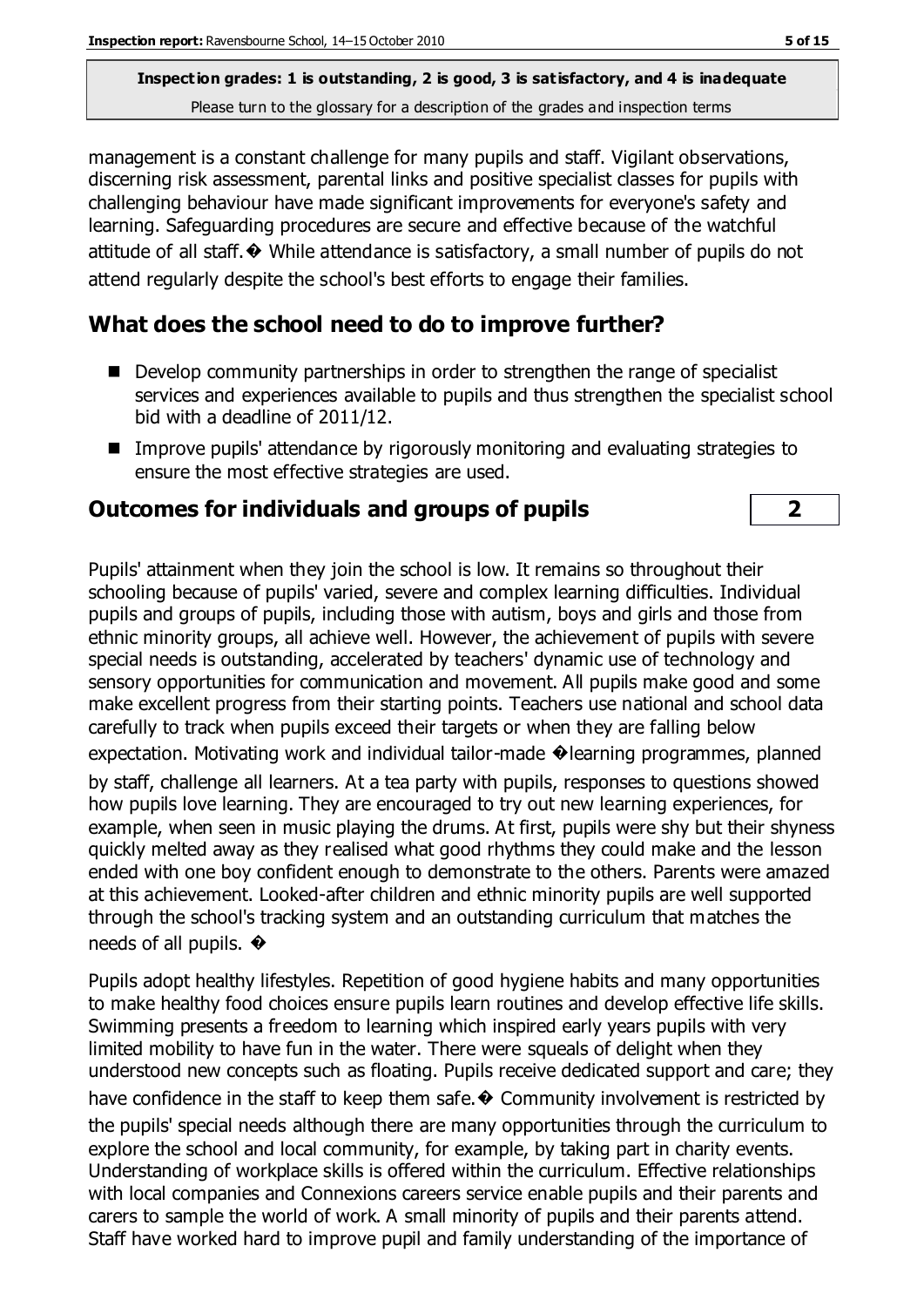**Inspection grades: 1 is outstanding, 2 is good, 3 is satisfactory, and 4 is inadequate**
Please turn to the glossary for a description of the grades and inspection terms

management is a constant challenge for many pupils and staff. Vigilant observations, discerning risk assessment, parental links and positive specialist classes for pupils with challenging behaviour have made significant improvements for everyone's safety and learning. Safeguarding procedures are secure and effective because of the watchful attitude of all staff.� While attendance is satisfactory, a small number of pupils do not attend regularly despite the school's best efforts to engage their families.

## What does the school need to do to improve further?

- Develop community partnerships in order to strengthen the range of specialist services and experiences available to pupils and thus strengthen the specialist school bid with a deadline of 2011/12.
- Improve pupils' attendance by rigorously monitoring and evaluating strategies to ensure the most effective strategies are used.

## Outcomes for individuals and groups of pupils | 2

Pupils' attainment when they join the school is low. It remains so throughout their schooling because of pupils' varied, severe and complex learning difficulties. Individual pupils and groups of pupils, including those with autism, boys and girls and those from ethnic minority groups, all achieve well. However, the achievement of pupils with severe special needs is outstanding, accelerated by teachers' dynamic use of technology and sensory opportunities for communication and movement. All pupils make good and some make excellent progress from their starting points. Teachers use national and school data carefully to track when pupils exceed their targets or when they are falling below expectation. Motivating work and individual tailor-made �learning programmes, planned by staff, challenge all learners. At a tea party with pupils, responses to questions showed how pupils love learning. They are encouraged to try out new learning experiences, for example, when seen in music playing the drums. At first, pupils were shy but their shyness quickly melted away as they realised what good rhythms they could make and the lesson ended with one boy confident enough to demonstrate to the others. Parents were amazed at this achievement. Looked-after children and ethnic minority pupils are well supported through the school's tracking system and an outstanding curriculum that matches the needs of all pupils. �

Pupils adopt healthy lifestyles. Repetition of good hygiene habits and many opportunities to make healthy food choices ensure pupils learn routines and develop effective life skills. Swimming presents a freedom to learning which inspired early years pupils with very limited mobility to have fun in the water. There were squeals of delight when they understood new concepts such as floating. Pupils receive dedicated support and care; they have confidence in the staff to keep them safe.� Community involvement is restricted by the pupils' special needs although there are many opportunities through the curriculum to explore the school and local community, for example, by taking part in charity events. Understanding of workplace skills is offered within the curriculum. Effective relationships with local companies and Connexions careers service enable pupils and their parents and carers to sample the world of work. A small minority of pupils and their parents attend. Staff have worked hard to improve pupil and family understanding of the importance of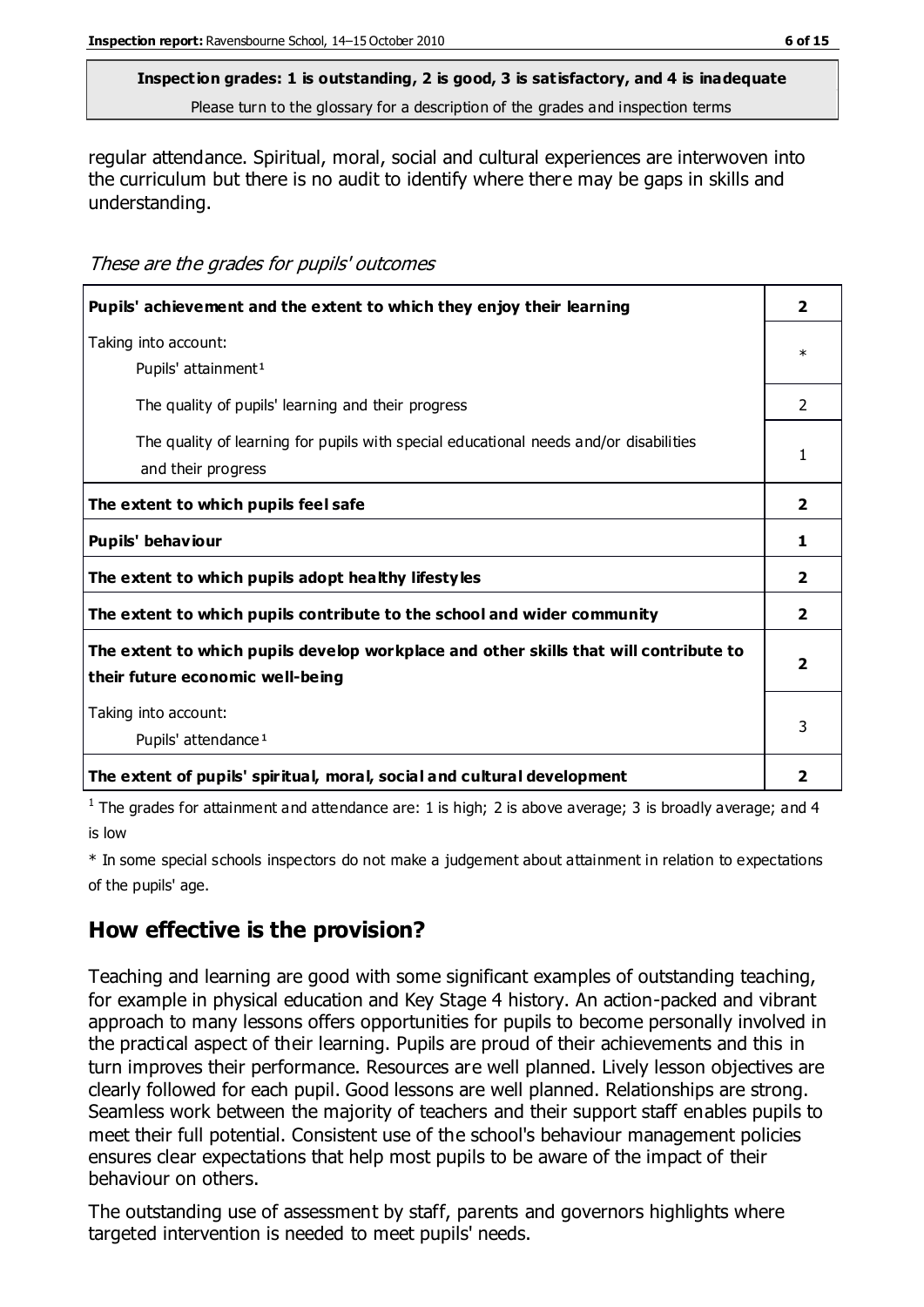**Inspection grades: 1 is outstanding, 2 is good, 3 is satisfactory, and 4 is inadequate**
Please turn to the glossary for a description of the grades and inspection terms

regular attendance. Spiritual, moral, social and cultural experiences are interwoven into the curriculum but there is no audit to identify where there may be gaps in skills and understanding.

*These are the grades for pupils' outcomes*

| | |
|---|---|
| **Pupils' achievement and the extent to which they enjoy their learning** | **2** |
| Taking into account:<br>Pupils' attainment[1] | * |
| The quality of pupils' learning and their progress | 2 |
| The quality of learning for pupils with special educational needs and/or disabilities and their progress | 1 |
| **The extent to which pupils feel safe** | **2** |
| **Pupils' behaviour** | **1** |
| **The extent to which pupils adopt healthy lifestyles** | **2** |
| **The extent to which pupils contribute to the school and wider community** | **2** |
| **The extent to which pupils develop workplace and other skills that will contribute to their future economic well-being** | **2** |
| Taking into account:<br>Pupils' attendance[1] | 3 |
| **The extent of pupils' spiritual, moral, social and cultural development** | **2** |

[1] The grades for attainment and attendance are: 1 is high; 2 is above average; 3 is broadly average; and 4 is low

* In some special schools inspectors do not make a judgement about attainment in relation to expectations of the pupils' age.

## How effective is the provision?

Teaching and learning are good with some significant examples of outstanding teaching, for example in physical education and Key Stage 4 history. An action-packed and vibrant approach to many lessons offers opportunities for pupils to become personally involved in the practical aspect of their learning. Pupils are proud of their achievements and this in turn improves their performance. Resources are well planned. Lively lesson objectives are clearly followed for each pupil. Good lessons are well planned. Relationships are strong. Seamless work between the majority of teachers and their support staff enables pupils to meet their full potential. Consistent use of the school's behaviour management policies ensures clear expectations that help most pupils to be aware of the impact of their behaviour on others.

The outstanding use of assessment by staff, parents and governors highlights where targeted intervention is needed to meet pupils' needs.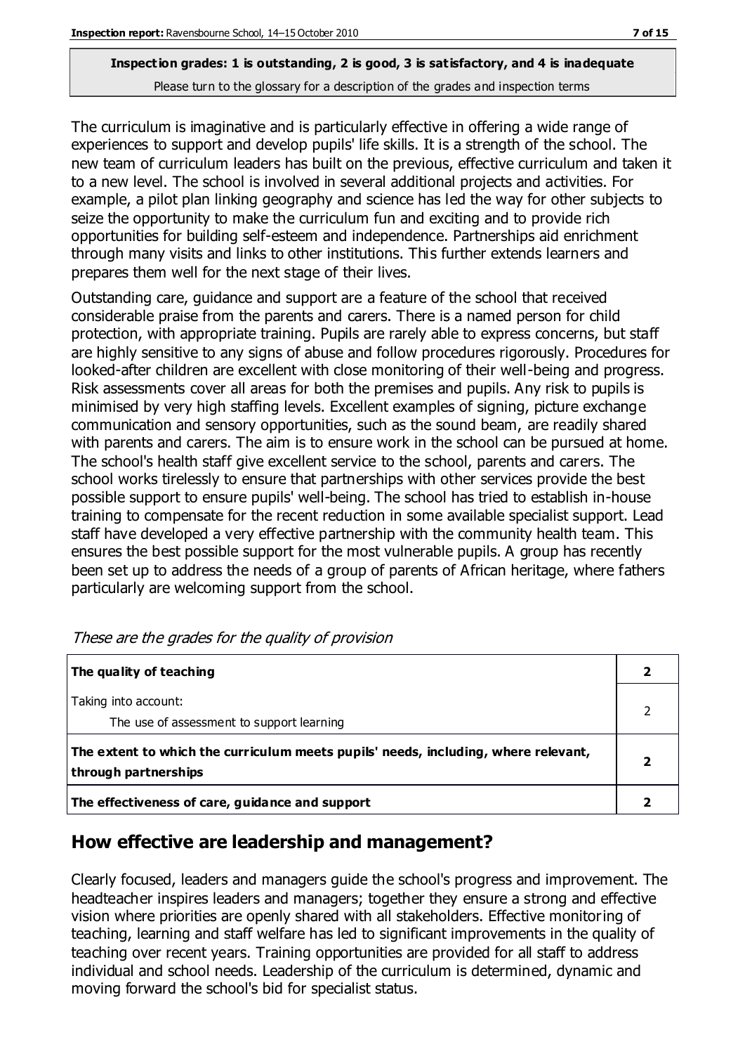**Inspection grades: 1 is outstanding, 2 is good, 3 is satisfactory, and 4 is inadequate**
Please turn to the glossary for a description of the grades and inspection terms

The curriculum is imaginative and is particularly effective in offering a wide range of experiences to support and develop pupils' life skills. It is a strength of the school. The new team of curriculum leaders has built on the previous, effective curriculum and taken it to a new level. The school is involved in several additional projects and activities. For example, a pilot plan linking geography and science has led the way for other subjects to seize the opportunity to make the curriculum fun and exciting and to provide rich opportunities for building self-esteem and independence. Partnerships aid enrichment through many visits and links to other institutions. This further extends learners and prepares them well for the next stage of their lives.

Outstanding care, guidance and support are a feature of the school that received considerable praise from the parents and carers. There is a named person for child protection, with appropriate training. Pupils are rarely able to express concerns, but staff are highly sensitive to any signs of abuse and follow procedures rigorously. Procedures for looked-after children are excellent with close monitoring of their well-being and progress. Risk assessments cover all areas for both the premises and pupils. Any risk to pupils is minimised by very high staffing levels. Excellent examples of signing, picture exchange communication and sensory opportunities, such as the sound beam, are readily shared with parents and carers. The aim is to ensure work in the school can be pursued at home. The school's health staff give excellent service to the school, parents and carers. The school works tirelessly to ensure that partnerships with other services provide the best possible support to ensure pupils' well-being. The school has tried to establish in-house training to compensate for the recent reduction in some available specialist support. Lead staff have developed a very effective partnership with the community health team. This ensures the best possible support for the most vulnerable pupils. A group has recently been set up to address the needs of a group of parents of African heritage, where fathers particularly are welcoming support from the school.

*These are the grades for the quality of provision*

| | |
|---|---|
| **The quality of teaching** | **2** |
| Taking into account:<br>The use of assessment to support learning | 2 |
| **The extent to which the curriculum meets pupils' needs, including, where relevant, through partnerships** | **2** |
| **The effectiveness of care, guidance and support** | **2** |

## How effective are leadership and management?

Clearly focused, leaders and managers guide the school's progress and improvement. The headteacher inspires leaders and managers; together they ensure a strong and effective vision where priorities are openly shared with all stakeholders. Effective monitoring of teaching, learning and staff welfare has led to significant improvements in the quality of teaching over recent years. Training opportunities are provided for all staff to address individual and school needs. Leadership of the curriculum is determined, dynamic and moving forward the school's bid for specialist status.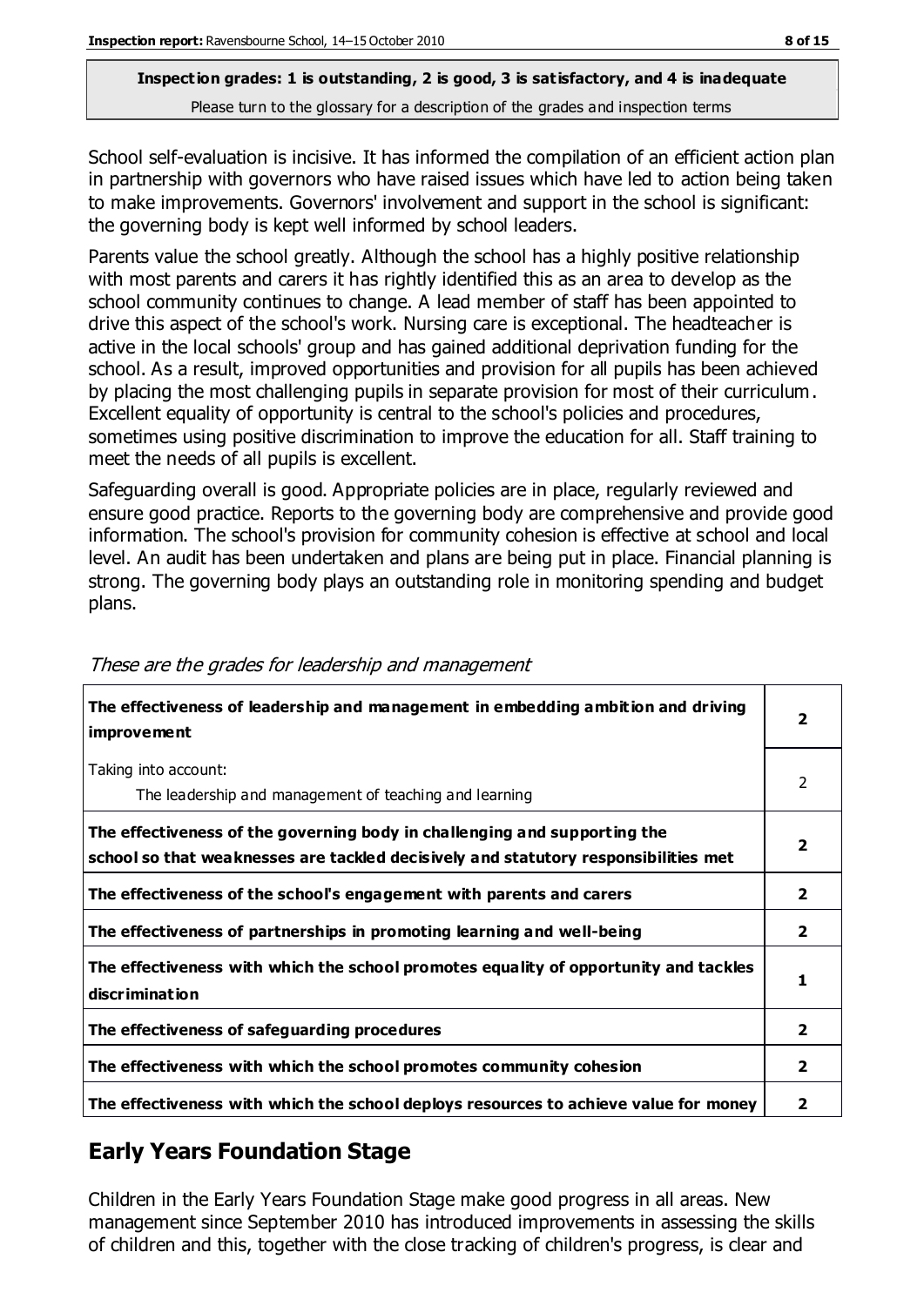**Inspection grades: 1 is outstanding, 2 is good, 3 is satisfactory, and 4 is inadequate**
Please turn to the glossary for a description of the grades and inspection terms

School self-evaluation is incisive. It has informed the compilation of an efficient action plan in partnership with governors who have raised issues which have led to action being taken to make improvements. Governors' involvement and support in the school is significant: the governing body is kept well informed by school leaders.

Parents value the school greatly. Although the school has a highly positive relationship with most parents and carers it has rightly identified this as an area to develop as the school community continues to change. A lead member of staff has been appointed to drive this aspect of the school's work. Nursing care is exceptional. The headteacher is active in the local schools' group and has gained additional deprivation funding for the school. As a result, improved opportunities and provision for all pupils has been achieved by placing the most challenging pupils in separate provision for most of their curriculum. Excellent equality of opportunity is central to the school's policies and procedures, sometimes using positive discrimination to improve the education for all. Staff training to meet the needs of all pupils is excellent.

Safeguarding overall is good. Appropriate policies are in place, regularly reviewed and ensure good practice. Reports to the governing body are comprehensive and provide good information. The school's provision for community cohesion is effective at school and local level. An audit has been undertaken and plans are being put in place. Financial planning is strong. The governing body plays an outstanding role in monitoring spending and budget plans.

*These are the grades for leadership and management*

| | |
|---|---|
| **The effectiveness of leadership and management in embedding ambition and driving improvement** | **2** |
| Taking into account: The leadership and management of teaching and learning | 2 |
| **The effectiveness of the governing body in challenging and supporting the school so that weaknesses are tackled decisively and statutory responsibilities met** | **2** |
| **The effectiveness of the school's engagement with parents and carers** | **2** |
| **The effectiveness of partnerships in promoting learning and well-being** | **2** |
| **The effectiveness with which the school promotes equality of opportunity and tackles discrimination** | **1** |
| **The effectiveness of safeguarding procedures** | **2** |
| **The effectiveness with which the school promotes community cohesion** | **2** |
| **The effectiveness with which the school deploys resources to achieve value for money** | **2** |

## Early Years Foundation Stage

Children in the Early Years Foundation Stage make good progress in all areas. New management since September 2010 has introduced improvements in assessing the skills of children and this, together with the close tracking of children's progress, is clear and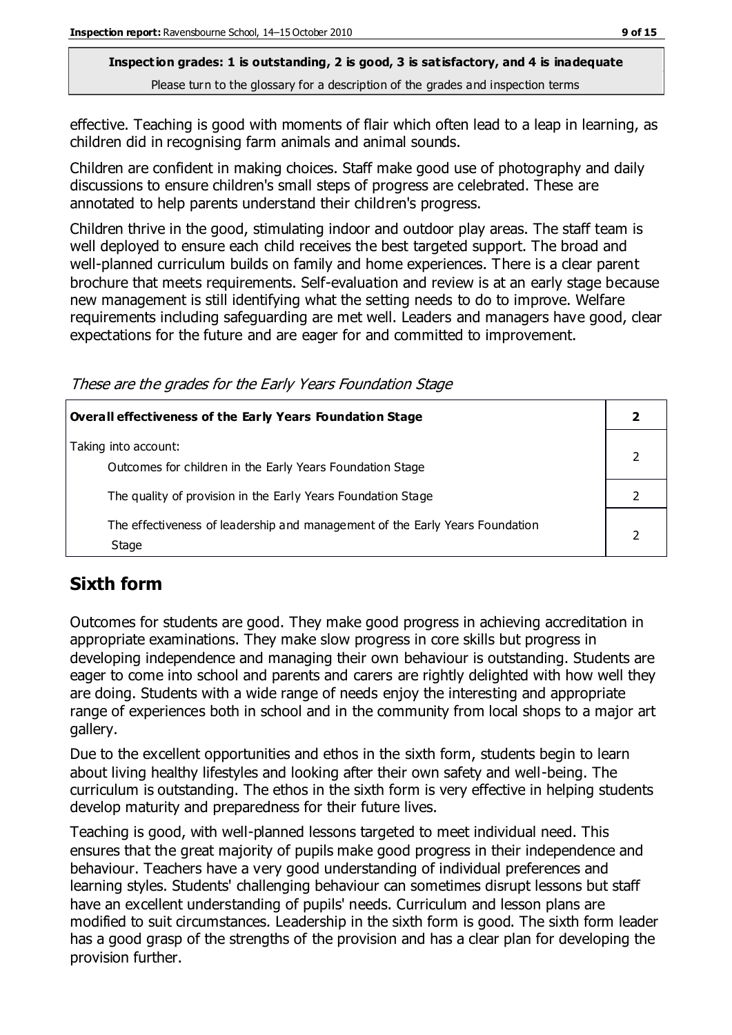effective. Teaching is good with moments of flair which often lead to a leap in learning, as children did in recognising farm animals and animal sounds.

Children are confident in making choices. Staff make good use of photography and daily discussions to ensure children's small steps of progress are celebrated. These are annotated to help parents understand their children's progress.

Children thrive in the good, stimulating indoor and outdoor play areas. The staff team is well deployed to ensure each child receives the best targeted support. The broad and well-planned curriculum builds on family and home experiences. There is a clear parent brochure that meets requirements. Self-evaluation and review is at an early stage because new management is still identifying what the setting needs to do to improve. Welfare requirements including safeguarding are met well. Leaders and managers have good, clear expectations for the future and are eager for and committed to improvement.

*These are the grades for the Early Years Foundation Stage*

| **Overall effectiveness of the Early Years Foundation Stage** | **2** |
|---|---|
| Taking into account:<br>Outcomes for children in the Early Years Foundation Stage | 2 |
| The quality of provision in the Early Years Foundation Stage | 2 |
| The effectiveness of leadership and management of the Early Years Foundation Stage | 2 |

## Sixth form

Outcomes for students are good. They make good progress in achieving accreditation in appropriate examinations. They make slow progress in core skills but progress in developing independence and managing their own behaviour is outstanding. Students are eager to come into school and parents and carers are rightly delighted with how well they are doing. Students with a wide range of needs enjoy the interesting and appropriate range of experiences both in school and in the community from local shops to a major art gallery.

Due to the excellent opportunities and ethos in the sixth form, students begin to learn about living healthy lifestyles and looking after their own safety and well-being. The curriculum is outstanding. The ethos in the sixth form is very effective in helping students develop maturity and preparedness for their future lives.

Teaching is good, with well-planned lessons targeted to meet individual need. This ensures that the great majority of pupils make good progress in their independence and behaviour. Teachers have a very good understanding of individual preferences and learning styles. Students' challenging behaviour can sometimes disrupt lessons but staff have an excellent understanding of pupils' needs. Curriculum and lesson plans are modified to suit circumstances. Leadership in the sixth form is good. The sixth form leader has a good grasp of the strengths of the provision and has a clear plan for developing the provision further.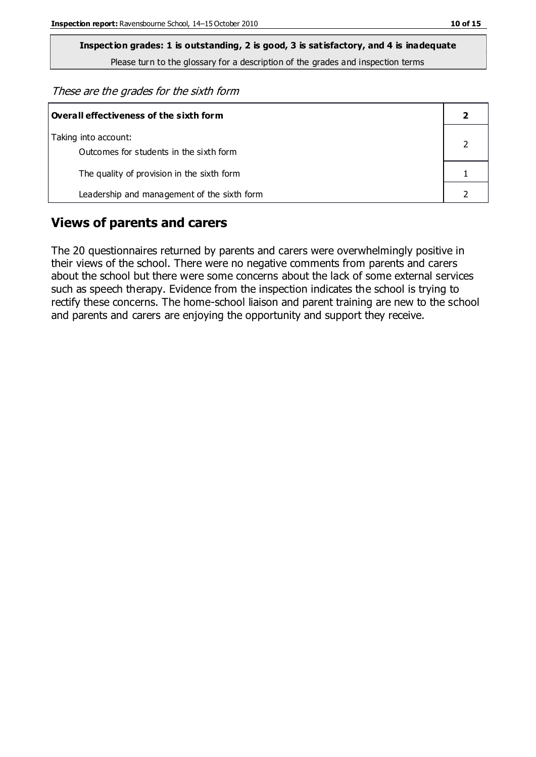**Inspection grades: 1 is outstanding, 2 is good, 3 is satisfactory, and 4 is inadequate**

Please turn to the glossary for a description of the grades and inspection terms

*These are the grades for the sixth form*

| **Overall effectiveness of the sixth form** | **2** |
|---|---|
| Taking into account:<br>Outcomes for students in the sixth form | 2 |
| The quality of provision in the sixth form | 1 |
| Leadership and management of the sixth form | 2 |

## Views of parents and carers

The 20 questionnaires returned by parents and carers were overwhelmingly positive in their views of the school. There were no negative comments from parents and carers about the school but there were some concerns about the lack of some external services such as speech therapy. Evidence from the inspection indicates the school is trying to rectify these concerns. The home-school liaison and parent training are new to the school and parents and carers are enjoying the opportunity and support they receive.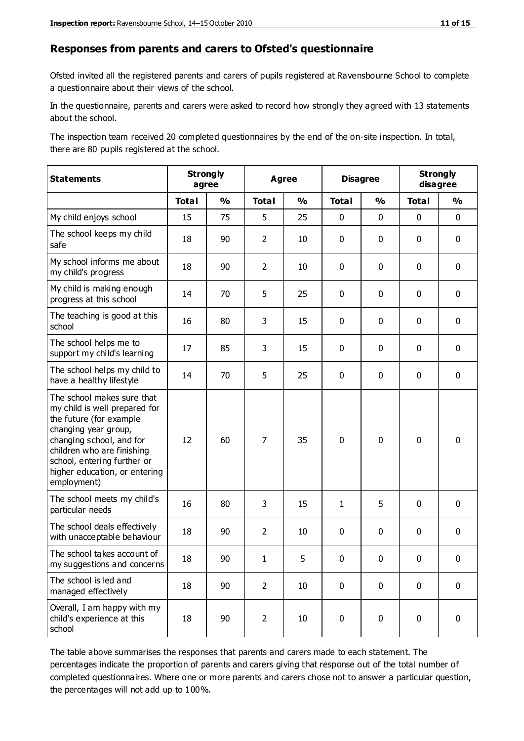## Responses from parents and carers to Ofsted's questionnaire

Ofsted invited all the registered parents and carers of pupils registered at Ravensbourne School to complete a questionnaire about their views of the school.

In the questionnaire, parents and carers were asked to record how strongly they agreed with 13 statements about the school.

The inspection team received 20 completed questionnaires by the end of the on-site inspection. In total, there are 80 pupils registered at the school.

| Statements | Strongly agree | | Agree | | Disagree | | Strongly disagree | |
|---|---|---|---|---|---|---|---|---|
| | Total | % | Total | % | Total | % | Total | % |
| My child enjoys school | 15 | 75 | 5 | 25 | 0 | 0 | 0 | 0 |
| The school keeps my child safe | 18 | 90 | 2 | 10 | 0 | 0 | 0 | 0 |
| My school informs me about my child's progress | 18 | 90 | 2 | 10 | 0 | 0 | 0 | 0 |
| My child is making enough progress at this school | 14 | 70 | 5 | 25 | 0 | 0 | 0 | 0 |
| The teaching is good at this school | 16 | 80 | 3 | 15 | 0 | 0 | 0 | 0 |
| The school helps me to support my child's learning | 17 | 85 | 3 | 15 | 0 | 0 | 0 | 0 |
| The school helps my child to have a healthy lifestyle | 14 | 70 | 5 | 25 | 0 | 0 | 0 | 0 |
| The school makes sure that my child is well prepared for the future (for example changing year group, changing school, and for children who are finishing school, entering further or higher education, or entering employment) | 12 | 60 | 7 | 35 | 0 | 0 | 0 | 0 |
| The school meets my child's particular needs | 16 | 80 | 3 | 15 | 1 | 5 | 0 | 0 |
| The school deals effectively with unacceptable behaviour | 18 | 90 | 2 | 10 | 0 | 0 | 0 | 0 |
| The school takes account of my suggestions and concerns | 18 | 90 | 1 | 5 | 0 | 0 | 0 | 0 |
| The school is led and managed effectively | 18 | 90 | 2 | 10 | 0 | 0 | 0 | 0 |
| Overall, I am happy with my child's experience at this school | 18 | 90 | 2 | 10 | 0 | 0 | 0 | 0 |

The table above summarises the responses that parents and carers made to each statement. The percentages indicate the proportion of parents and carers giving that response out of the total number of completed questionnaires. Where one or more parents and carers chose not to answer a particular question, the percentages will not add up to 100%.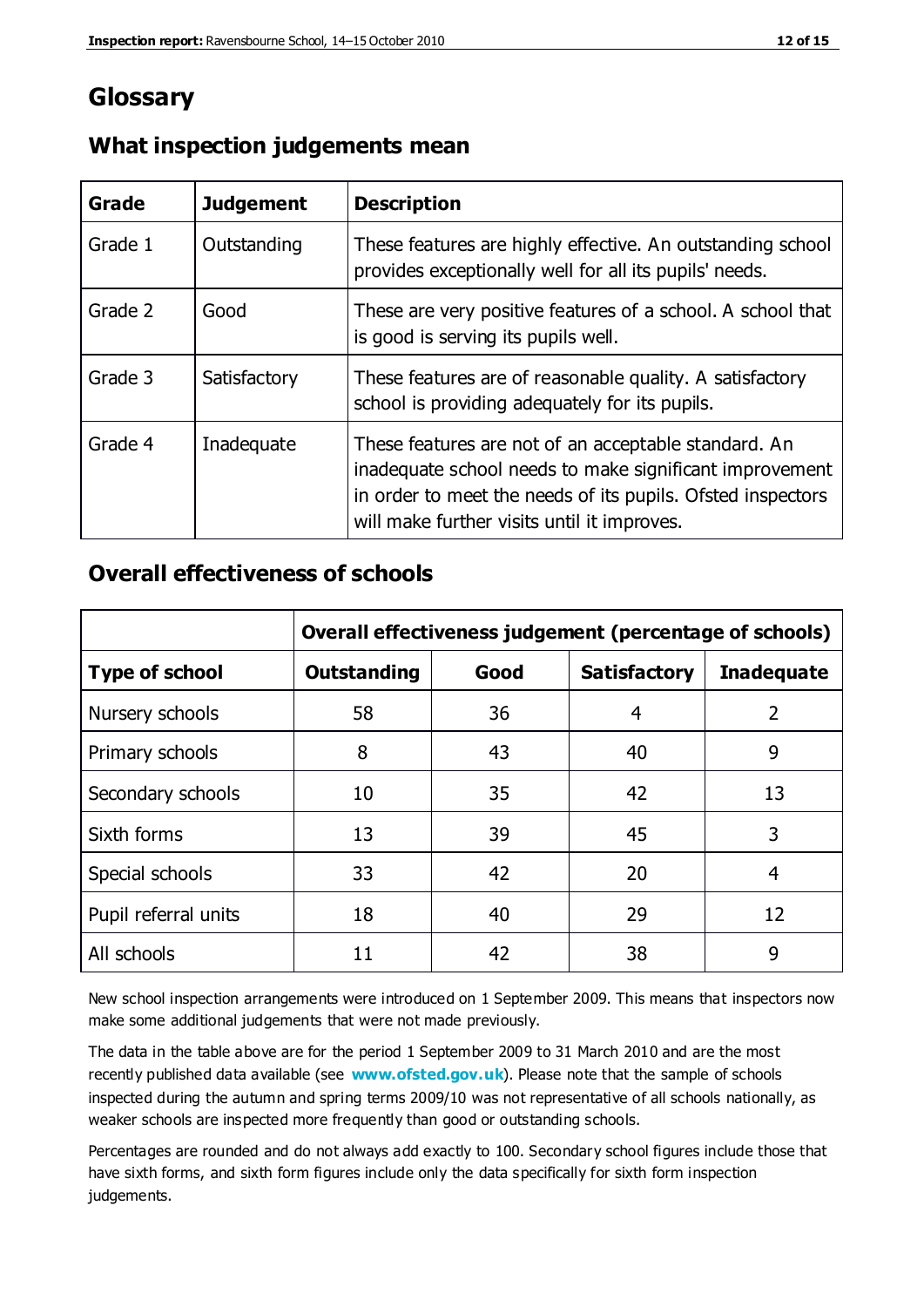# Glossary

## What inspection judgements mean

| Grade | Judgement | Description |
|---|---|---|
| Grade 1 | Outstanding | These features are highly effective. An outstanding school provides exceptionally well for all its pupils' needs. |
| Grade 2 | Good | These are very positive features of a school. A school that is good is serving its pupils well. |
| Grade 3 | Satisfactory | These features are of reasonable quality. A satisfactory school is providing adequately for its pupils. |
| Grade 4 | Inadequate | These features are not of an acceptable standard. An inadequate school needs to make significant improvement in order to meet the needs of its pupils. Ofsted inspectors will make further visits until it improves. |

## Overall effectiveness of schools

| | Overall effectiveness judgement (percentage of schools) | | | |
|---|---|---|---|---|
| **Type of school** | **Outstanding** | **Good** | **Satisfactory** | **Inadequate** |
| Nursery schools | 58 | 36 | 4 | 2 |
| Primary schools | 8 | 43 | 40 | 9 |
| Secondary schools | 10 | 35 | 42 | 13 |
| Sixth forms | 13 | 39 | 45 | 3 |
| Special schools | 33 | 42 | 20 | 4 |
| Pupil referral units | 18 | 40 | 29 | 12 |
| All schools | 11 | 42 | 38 | 9 |

New school inspection arrangements were introduced on 1 September 2009. This means that inspectors now make some additional judgements that were not made previously.

The data in the table above are for the period 1 September 2009 to 31 March 2010 and are the most recently published data available (see **www.ofsted.gov.uk**). Please note that the sample of schools inspected during the autumn and spring terms 2009/10 was not representative of all schools nationally, as weaker schools are inspected more frequently than good or outstanding schools.

Percentages are rounded and do not always add exactly to 100. Secondary school figures include those that have sixth forms, and sixth form figures include only the data specifically for sixth form inspection judgements.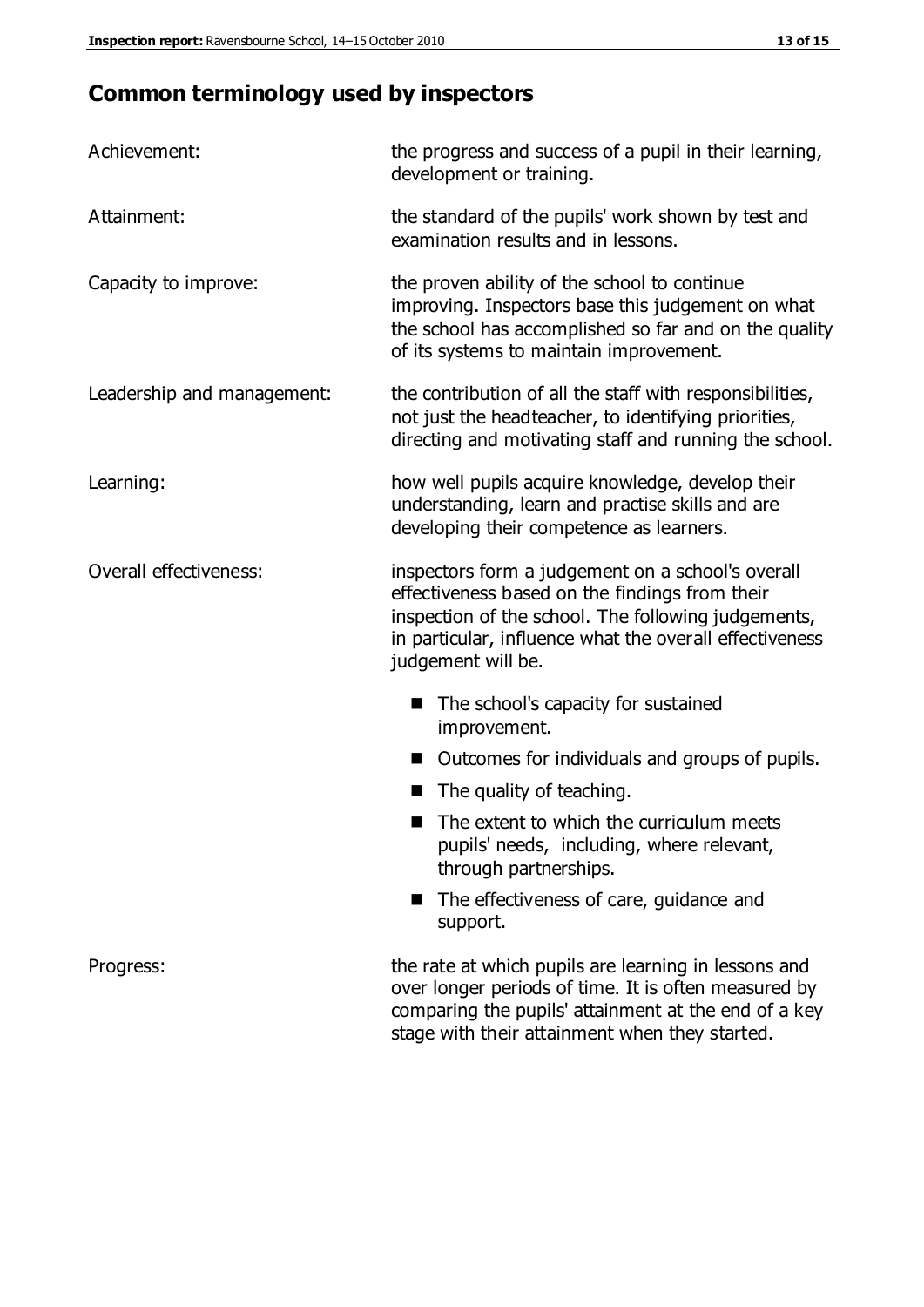## Common terminology used by inspectors

| | |
|---|---|
| Achievement: | the progress and success of a pupil in their learning, development or training. |
| Attainment: | the standard of the pupils' work shown by test and examination results and in lessons. |
| Capacity to improve: | the proven ability of the school to continue improving. Inspectors base this judgement on what the school has accomplished so far and on the quality of its systems to maintain improvement. |
| Leadership and management: | the contribution of all the staff with responsibilities, not just the headteacher, to identifying priorities, directing and motivating staff and running the school. |
| Learning: | how well pupils acquire knowledge, develop their understanding, learn and practise skills and are developing their competence as learners. |
| Overall effectiveness: | inspectors form a judgement on a school's overall effectiveness based on the findings from their inspection of the school. The following judgements, in particular, influence what the overall effectiveness judgement will be. <br>■ The school's capacity for sustained improvement. <br>■ Outcomes for individuals and groups of pupils. <br>■ The quality of teaching. <br>■ The extent to which the curriculum meets pupils' needs, including, where relevant, through partnerships. <br>■ The effectiveness of care, guidance and support. |
| Progress: | the rate at which pupils are learning in lessons and over longer periods of time. It is often measured by comparing the pupils' attainment at the end of a key stage with their attainment when they started. |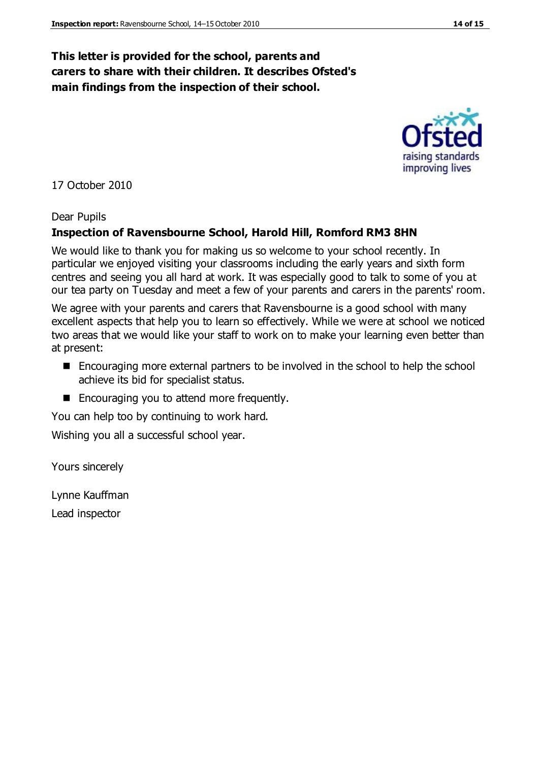**This letter is provided for the school, parents and carers to share with their children. It describes Ofsted's main findings from the inspection of their school.**

17 October 2010

Dear Pupils

**Inspection of Ravensbourne School, Harold Hill, Romford RM3 8HN**

We would like to thank you for making us so welcome to your school recently. In particular we enjoyed visiting your classrooms including the early years and sixth form centres and seeing you all hard at work. It was especially good to talk to some of you at our tea party on Tuesday and meet a few of your parents and carers in the parents' room.

We agree with your parents and carers that Ravensbourne is a good school with many excellent aspects that help you to learn so effectively. While we were at school we noticed two areas that we would like your staff to work on to make your learning even better than at present:

- Encouraging more external partners to be involved in the school to help the school achieve its bid for specialist status.
- Encouraging you to attend more frequently.

You can help too by continuing to work hard.

Wishing you all a successful school year.

Yours sincerely

Lynne Kauffman

Lead inspector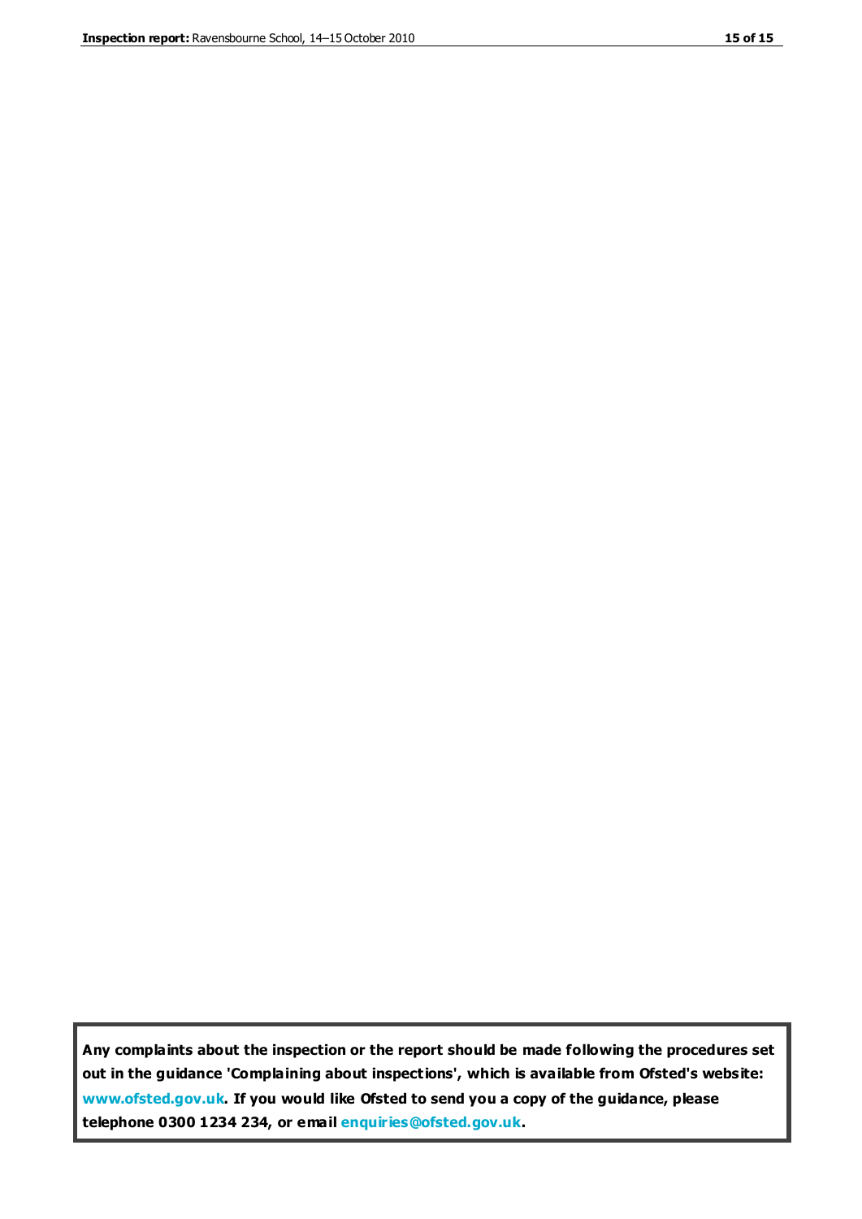**Any complaints about the inspection or the report should be made following the procedures set out in the guidance 'Complaining about inspections', which is available from Ofsted's website: www.ofsted.gov.uk. If you would like Ofsted to send you a copy of the guidance, please telephone 0300 1234 234, or email enquiries@ofsted.gov.uk.**